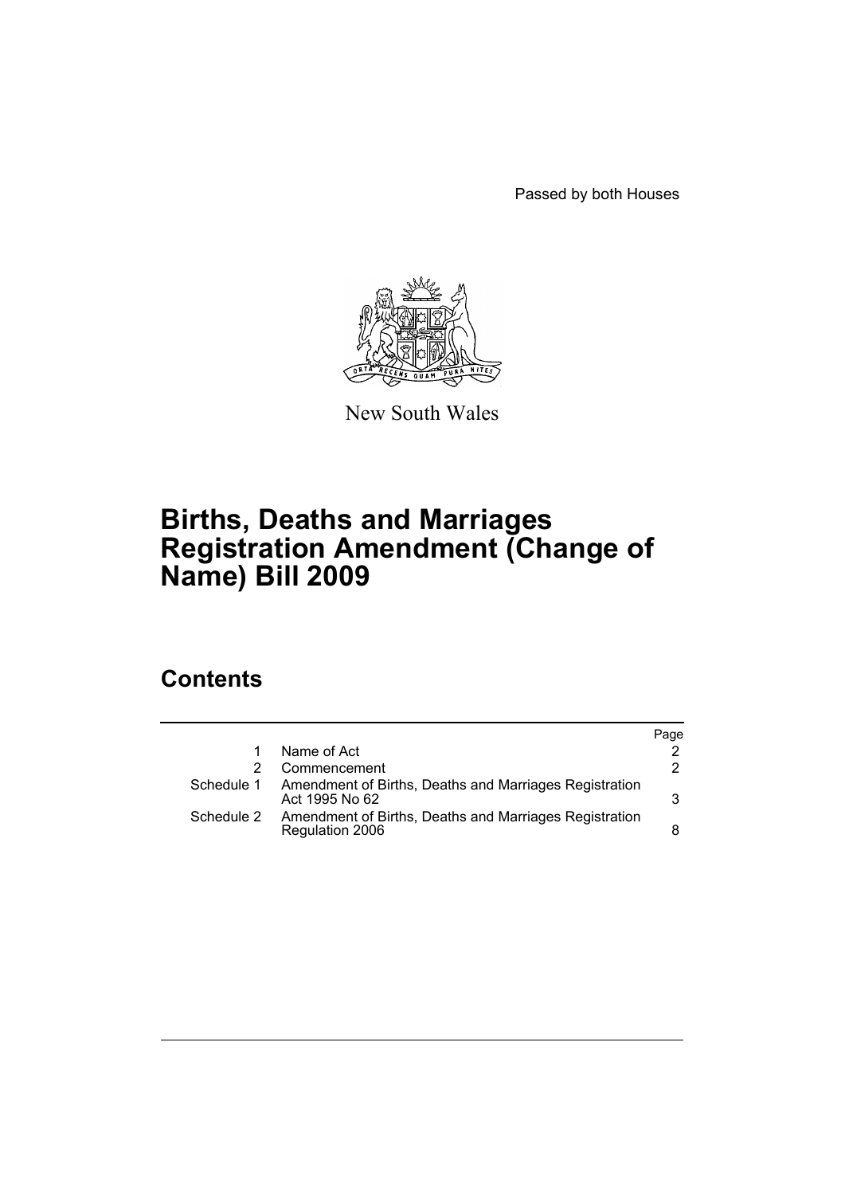Passed by both Houses

New South Wales

# Births, Deaths and Marriages Registration Amendment (Change of Name) Bill 2009

## Contents

| | | Page |
|---|---|---|
| 1 | Name of Act | 2 |
| 2 | Commencement | 2 |
| Schedule 1 | Amendment of Births, Deaths and Marriages Registration Act 1995 No 62 | 3 |
| Schedule 2 | Amendment of Births, Deaths and Marriages Registration Regulation 2006 | 8 |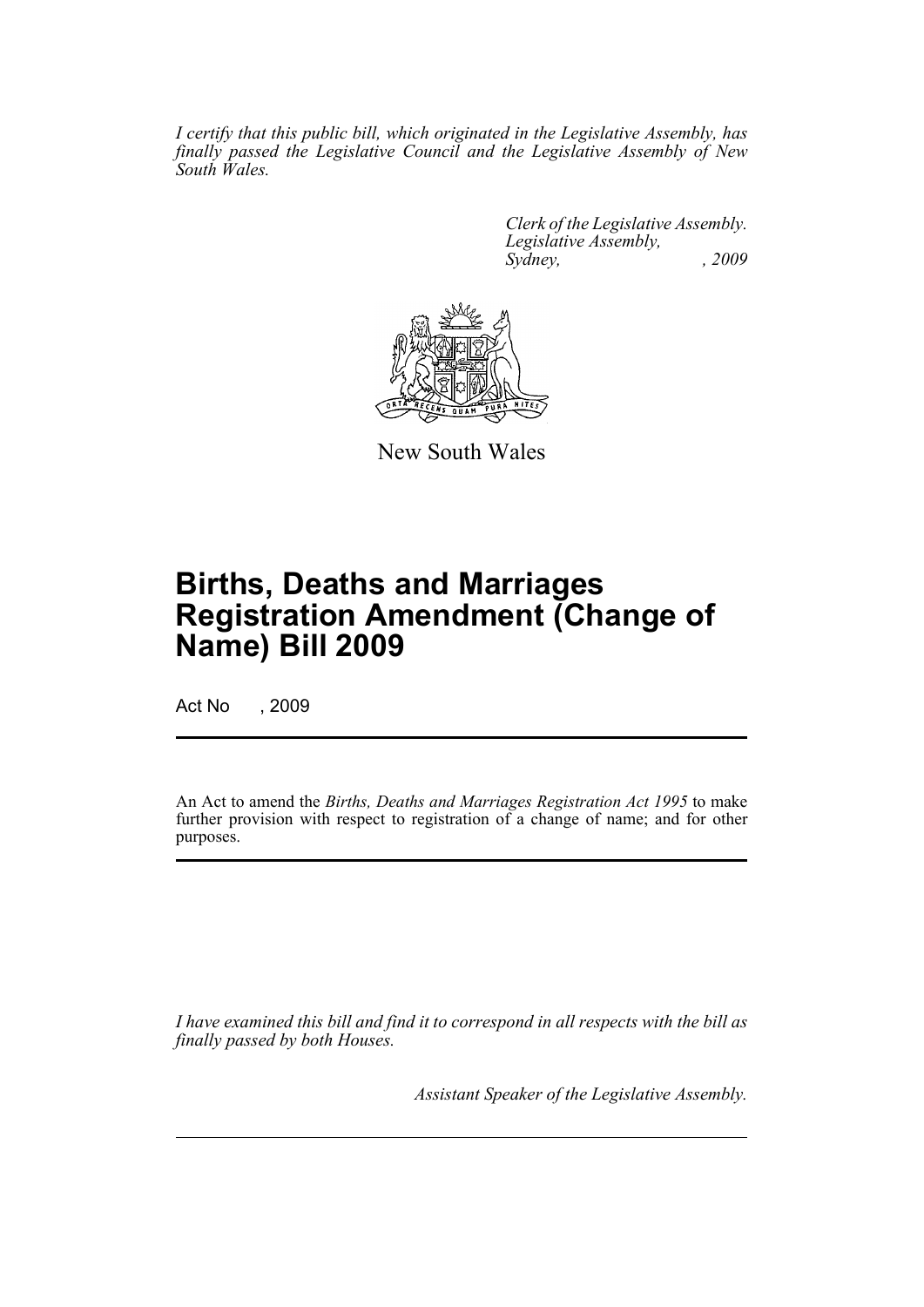*I certify that this public bill, which originated in the Legislative Assembly, has finally passed the Legislative Council and the Legislative Assembly of New South Wales.*

*Clerk of the Legislative Assembly.*
*Legislative Assembly,*
*Sydney, , 2009*

New South Wales

# Births, Deaths and Marriages Registration Amendment (Change of Name) Bill 2009

Act No , 2009

An Act to amend the *Births, Deaths and Marriages Registration Act 1995* to make further provision with respect to registration of a change of name; and for other purposes.

*I have examined this bill and find it to correspond in all respects with the bill as finally passed by both Houses.*

*Assistant Speaker of the Legislative Assembly.*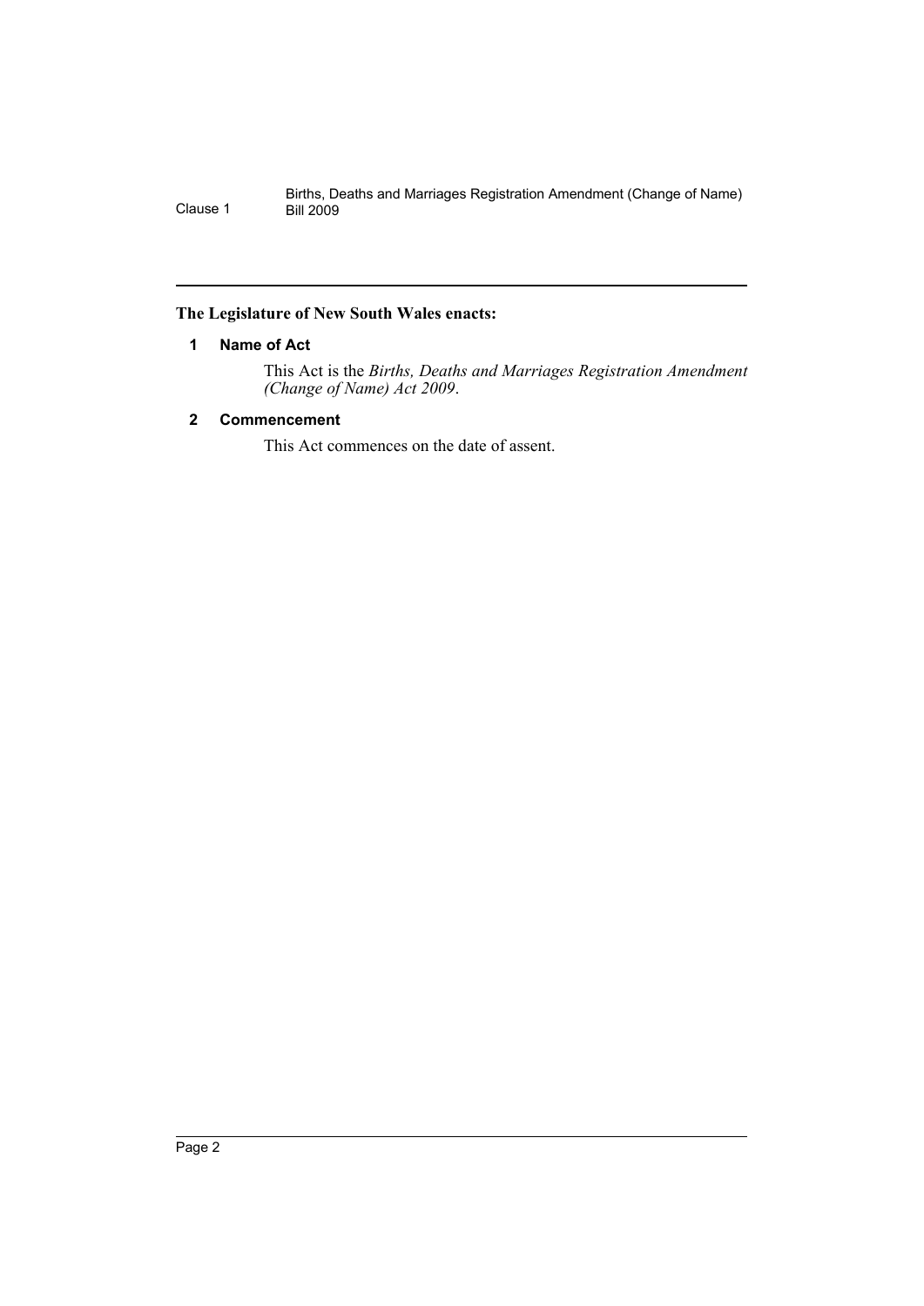**The Legislature of New South Wales enacts:**

## 1 Name of Act

This Act is the *Births, Deaths and Marriages Registration Amendment (Change of Name) Act 2009*.

## 2 Commencement

This Act commences on the date of assent.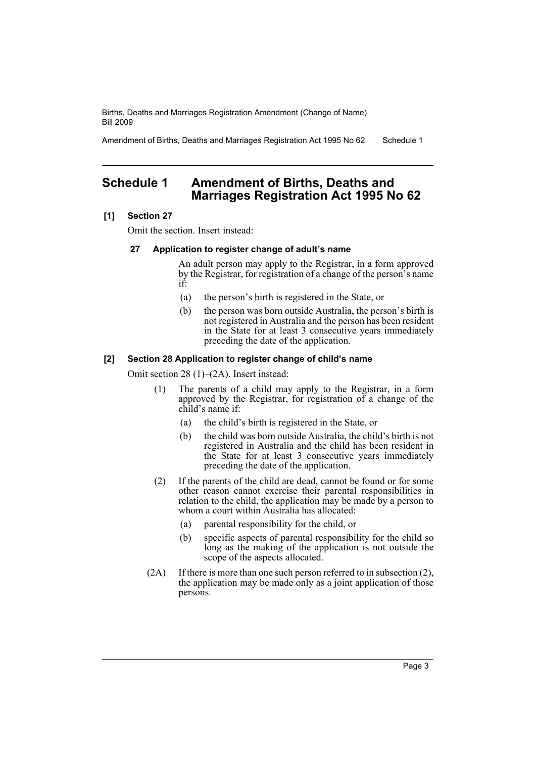## Schedule 1 Amendment of Births, Deaths and Marriages Registration Act 1995 No 62

**[1] Section 27**

Omit the section. Insert instead:

**27 Application to register change of adult's name**

An adult person may apply to the Registrar, in a form approved by the Registrar, for registration of a change of the person's name if:

(a) the person's birth is registered in the State, or

(b) the person was born outside Australia, the person's birth is not registered in Australia and the person has been resident in the State for at least 3 consecutive years immediately preceding the date of the application.

**[2] Section 28 Application to register change of child's name**

Omit section 28 (1)–(2A). Insert instead:

(1) The parents of a child may apply to the Registrar, in a form approved by the Registrar, for registration of a change of the child's name if:

(a) the child's birth is registered in the State, or

(b) the child was born outside Australia, the child's birth is not registered in Australia and the child has been resident in the State for at least 3 consecutive years immediately preceding the date of the application.

(2) If the parents of the child are dead, cannot be found or for some other reason cannot exercise their parental responsibilities in relation to the child, the application may be made by a person to whom a court within Australia has allocated:

(a) parental responsibility for the child, or

(b) specific aspects of parental responsibility for the child so long as the making of the application is not outside the scope of the aspects allocated.

(2A) If there is more than one such person referred to in subsection (2), the application may be made only as a joint application of those persons.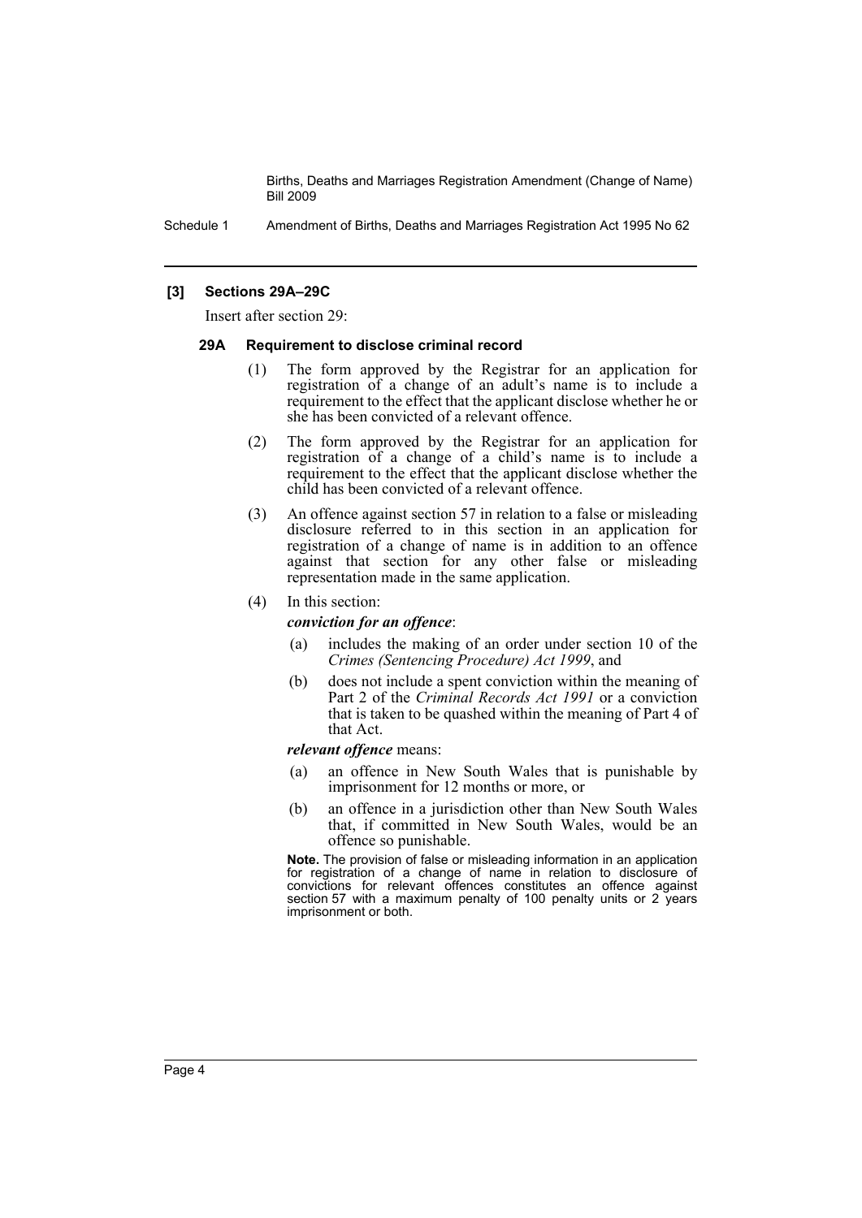## [3] Sections 29A–29C

Insert after section 29:

### 29A Requirement to disclose criminal record

(1) The form approved by the Registrar for an application for registration of a change of an adult's name is to include a requirement to the effect that the applicant disclose whether he or she has been convicted of a relevant offence.

(2) The form approved by the Registrar for an application for registration of a change of a child's name is to include a requirement to the effect that the applicant disclose whether the child has been convicted of a relevant offence.

(3) An offence against section 57 in relation to a false or misleading disclosure referred to in this section in an application for registration of a change of name is in addition to an offence against that section for any other false or misleading representation made in the same application.

(4) In this section:

***conviction for an offence***:

(a) includes the making of an order under section 10 of the *Crimes (Sentencing Procedure) Act 1999*, and

(b) does not include a spent conviction within the meaning of Part 2 of the *Criminal Records Act 1991* or a conviction that is taken to be quashed within the meaning of Part 4 of that Act.

***relevant offence*** means:

(a) an offence in New South Wales that is punishable by imprisonment for 12 months or more, or

(b) an offence in a jurisdiction other than New South Wales that, if committed in New South Wales, would be an offence so punishable.

**Note.** The provision of false or misleading information in an application for registration of a change of name in relation to disclosure of convictions for relevant offences constitutes an offence against section 57 with a maximum penalty of 100 penalty units or 2 years imprisonment or both.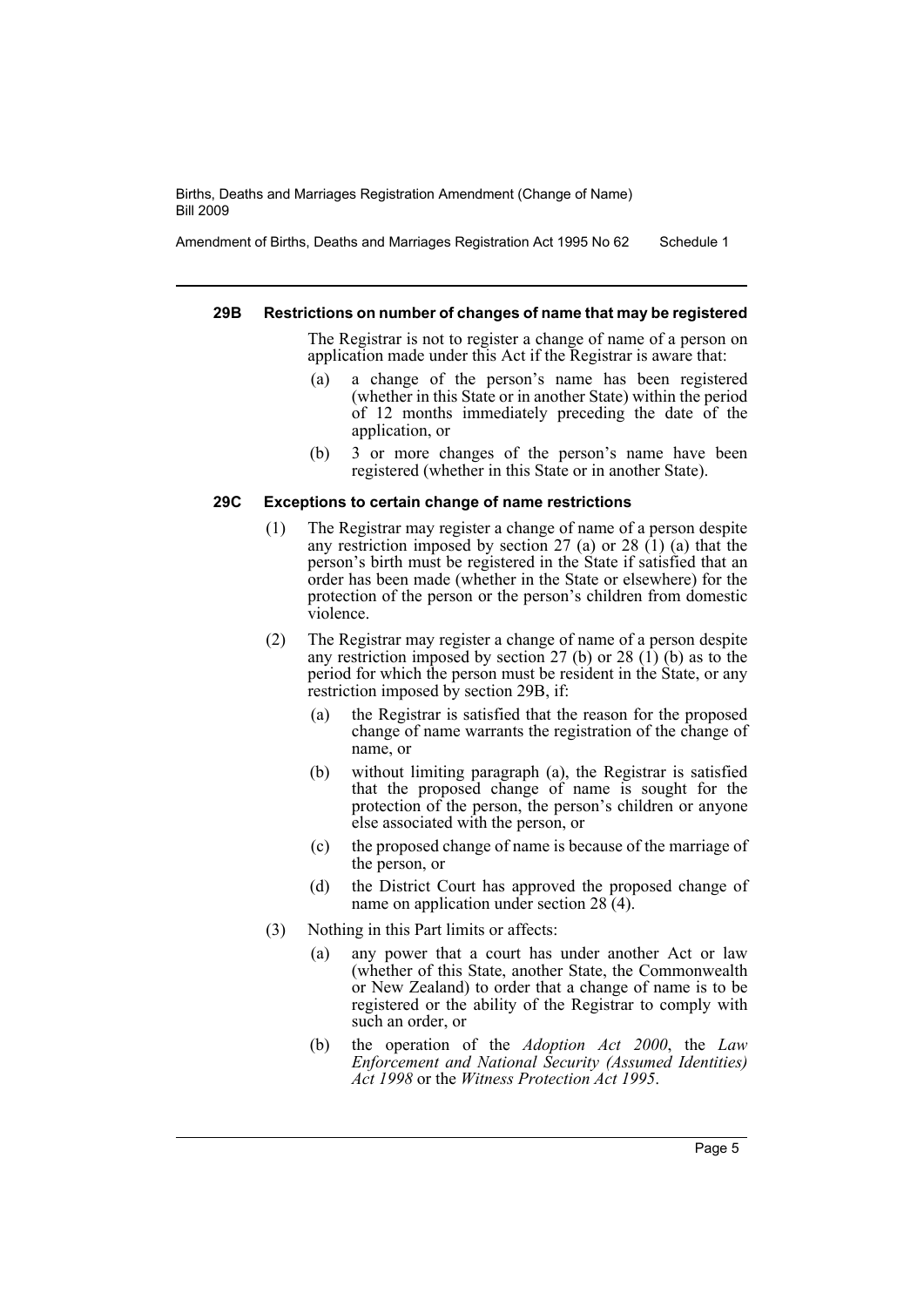#### 29B Restrictions on number of changes of name that may be registered

The Registrar is not to register a change of name of a person on application made under this Act if the Registrar is aware that:

(a) a change of the person's name has been registered (whether in this State or in another State) within the period of 12 months immediately preceding the date of the application, or

(b) 3 or more changes of the person's name have been registered (whether in this State or in another State).

#### 29C Exceptions to certain change of name restrictions

(1) The Registrar may register a change of name of a person despite any restriction imposed by section 27 (a) or 28 (1) (a) that the person's birth must be registered in the State if satisfied that an order has been made (whether in the State or elsewhere) for the protection of the person or the person's children from domestic violence.

(2) The Registrar may register a change of name of a person despite any restriction imposed by section 27 (b) or 28 (1) (b) as to the period for which the person must be resident in the State, or any restriction imposed by section 29B, if:

(a) the Registrar is satisfied that the reason for the proposed change of name warrants the registration of the change of name, or

(b) without limiting paragraph (a), the Registrar is satisfied that the proposed change of name is sought for the protection of the person, the person's children or anyone else associated with the person, or

(c) the proposed change of name is because of the marriage of the person, or

(d) the District Court has approved the proposed change of name on application under section 28 (4).

(3) Nothing in this Part limits or affects:

(a) any power that a court has under another Act or law (whether of this State, another State, the Commonwealth or New Zealand) to order that a change of name is to be registered or the ability of the Registrar to comply with such an order, or

(b) the operation of the *Adoption Act 2000*, the *Law Enforcement and National Security (Assumed Identities) Act 1998* or the *Witness Protection Act 1995*.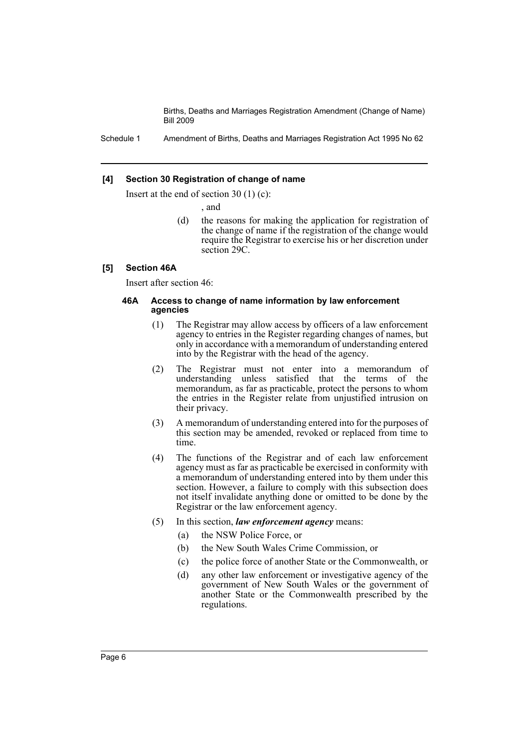### [4] Section 30 Registration of change of name

Insert at the end of section 30 (1) (c):

, and

(d) the reasons for making the application for registration of the change of name if the registration of the change would require the Registrar to exercise his or her discretion under section 29C.

### [5] Section 46A

Insert after section 46:

#### 46A Access to change of name information by law enforcement agencies

(1) The Registrar may allow access by officers of a law enforcement agency to entries in the Register regarding changes of names, but only in accordance with a memorandum of understanding entered into by the Registrar with the head of the agency.

(2) The Registrar must not enter into a memorandum of understanding unless satisfied that the terms of the memorandum, as far as practicable, protect the persons to whom the entries in the Register relate from unjustified intrusion on their privacy.

(3) A memorandum of understanding entered into for the purposes of this section may be amended, revoked or replaced from time to time.

(4) The functions of the Registrar and of each law enforcement agency must as far as practicable be exercised in conformity with a memorandum of understanding entered into by them under this section. However, a failure to comply with this subsection does not itself invalidate anything done or omitted to be done by the Registrar or the law enforcement agency.

(5) In this section, ***law enforcement agency*** means:

(a) the NSW Police Force, or

(b) the New South Wales Crime Commission, or

(c) the police force of another State or the Commonwealth, or

(d) any other law enforcement or investigative agency of the government of New South Wales or the government of another State or the Commonwealth prescribed by the regulations.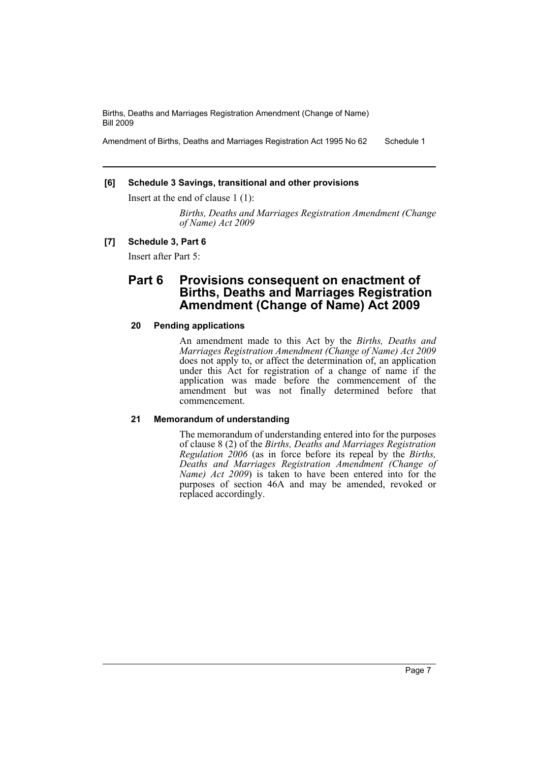**[6] Schedule 3 Savings, transitional and other provisions**

Insert at the end of clause 1 (1):

*Births, Deaths and Marriages Registration Amendment (Change of Name) Act 2009*

**[7] Schedule 3, Part 6**

Insert after Part 5:

## Part 6 Provisions consequent on enactment of Births, Deaths and Marriages Registration Amendment (Change of Name) Act 2009

**20 Pending applications**

An amendment made to this Act by the *Births, Deaths and Marriages Registration Amendment (Change of Name) Act 2009* does not apply to, or affect the determination of, an application under this Act for registration of a change of name if the application was made before the commencement of the amendment but was not finally determined before that commencement.

**21 Memorandum of understanding**

The memorandum of understanding entered into for the purposes of clause 8 (2) of the *Births, Deaths and Marriages Registration Regulation 2006* (as in force before its repeal by the *Births, Deaths and Marriages Registration Amendment (Change of Name) Act 2009*) is taken to have been entered into for the purposes of section 46A and may be amended, revoked or replaced accordingly.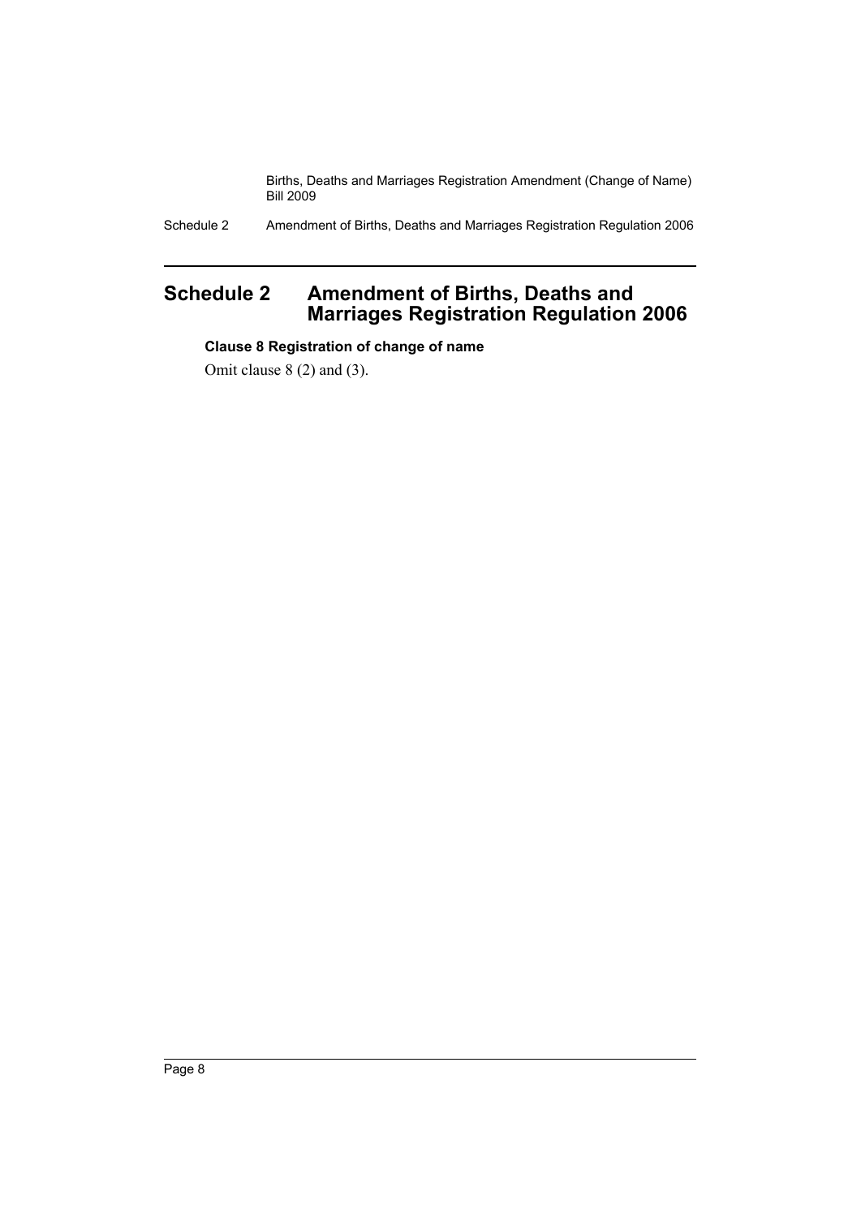# Schedule 2 Amendment of Births, Deaths and Marriages Registration Regulation 2006

**Clause 8 Registration of change of name**

Omit clause 8 (2) and (3).